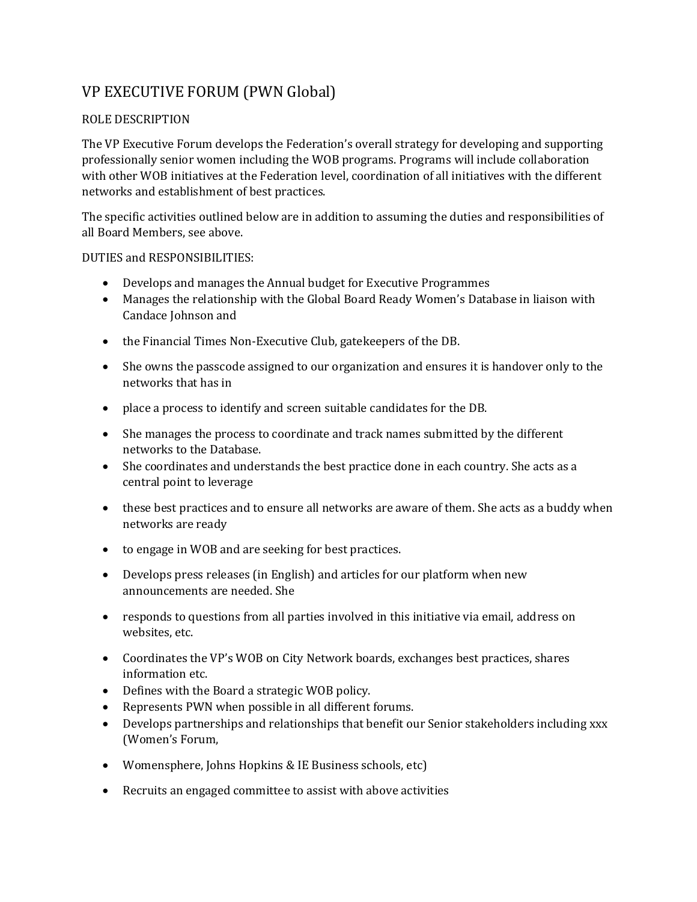# VP EXECUTIVE FORUM (PWN Global)

ROLE DESCRIPTION

The VP Executive Forum develops the Federation's overall strategy for developing and supporting professionally senior women including the WOB programs. Programs will include collaboration with other WOB initiatives at the Federation level, coordination of all initiatives with the different networks and establishment of best practices.

The specific activities outlined below are in addition to assuming the duties and responsibilities of all Board Members, see above.

DUTIES and RESPONSIBILITIES:

- Develops and manages the Annual budget for Executive Programmes
- Manages the relationship with the Global Board Ready Women's Database in liaison with Candace Johnson and
- the Financial Times Non-Executive Club, gatekeepers of the DB.
- She owns the passcode assigned to our organization and ensures it is handover only to the networks that has in
- place a process to identify and screen suitable candidates for the DB.
- She manages the process to coordinate and track names submitted by the different networks to the Database.
- She coordinates and understands the best practice done in each country. She acts as a central point to leverage
- these best practices and to ensure all networks are aware of them. She acts as a buddy when networks are ready
- to engage in WOB and are seeking for best practices.
- Develops press releases (in English) and articles for our platform when new announcements are needed. She
- responds to questions from all parties involved in this initiative via email, address on websites, etc.
- Coordinates the VP's WOB on City Network boards, exchanges best practices, shares information etc.
- Defines with the Board a strategic WOB policy.
- Represents PWN when possible in all different forums.
- Develops partnerships and relationships that benefit our Senior stakeholders including xxx (Women's Forum,
- Womensphere, Johns Hopkins & IE Business schools, etc)
- Recruits an engaged committee to assist with above activities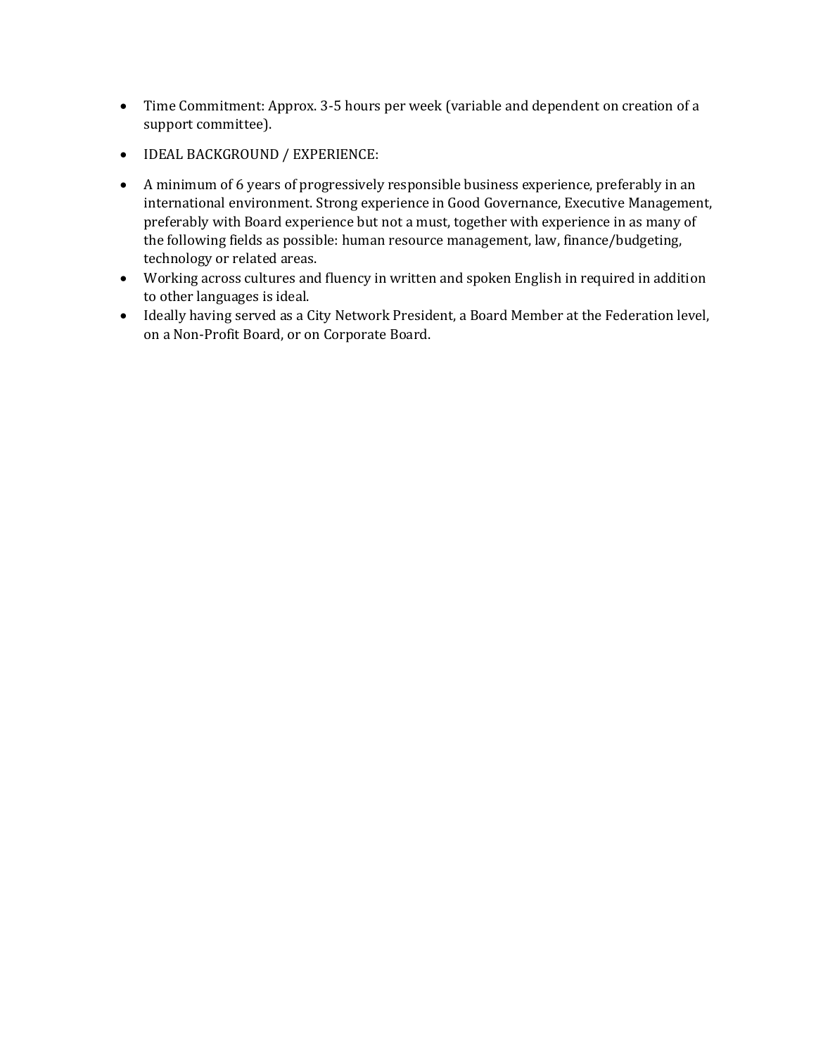- Time Commitment: Approx. 3-5 hours per week (variable and dependent on creation of a support committee).

- IDEAL BACKGROUND / EXPERIENCE:

- A minimum of 6 years of progressively responsible business experience, preferably in an international environment. Strong experience in Good Governance, Executive Management, preferably with Board experience but not a must, together with experience in as many of the following fields as possible: human resource management, law, finance/budgeting, technology or related areas.
- Working across cultures and fluency in written and spoken English in required in addition to other languages is ideal.
- Ideally having served as a City Network President, a Board Member at the Federation level, on a Non-Profit Board, or on Corporate Board.